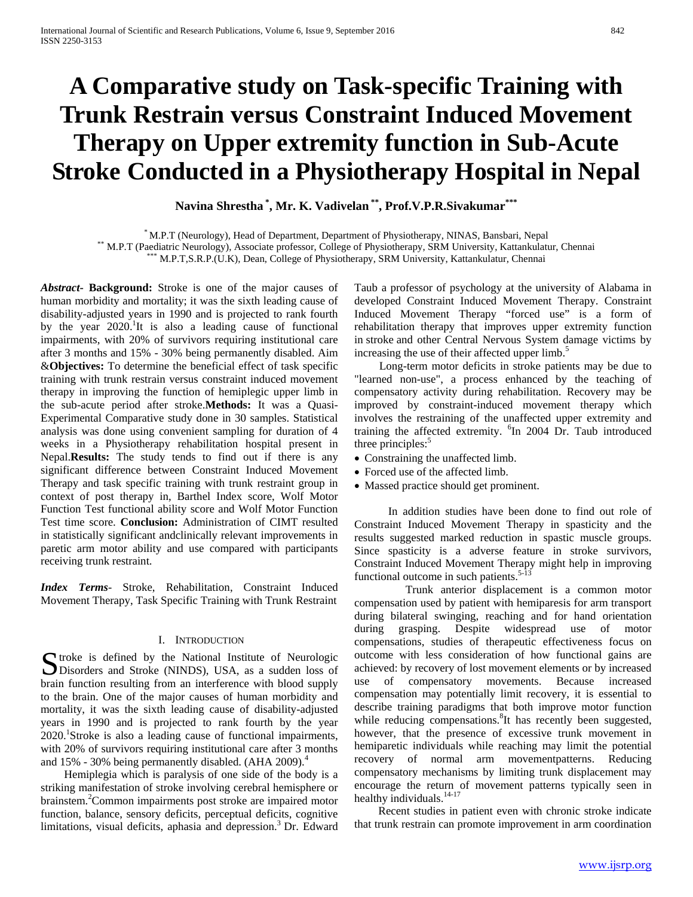# A Comparative study on Task-specific Training with Trunk Restrain versus Constraint Induced Movement Therapy on Upper extremity function in Sub-Acute Stroke Conducted in a Physiotherapy Hospital in Nepal

**Navina Shrestha [*], Mr. K. Vadivelan [**], Prof.V.P.R.Sivakumar[***]**

[*] M.P.T (Neurology), Head of Department, Department of Physiotherapy, NINAS, Bansbari, Nepal
[**] M.P.T (Paediatric Neurology), Associate professor, College of Physiotherapy, SRM University, Kattankulatur, Chennai
[***] M.P.T,S.R.P.(U.K), Dean, College of Physiotherapy, SRM University, Kattankulatur, Chennai

***Abstract*- Background:** Stroke is one of the major causes of human morbidity and mortality; it was the sixth leading cause of disability-adjusted years in 1990 and is projected to rank fourth by the year 2020.[1]It is also a leading cause of functional impairments, with 20% of survivors requiring institutional care after 3 months and 15% - 30% being permanently disabled. Aim &**Objectives:** To determine the beneficial effect of task specific training with trunk restrain versus constraint induced movement therapy in improving the function of hemiplegic upper limb in the sub-acute period after stroke.**Methods:** It was a Quasi-Experimental Comparative study done in 30 samples. Statistical analysis was done using convenient sampling for duration of 4 weeks in a Physiotherapy rehabilitation hospital present in Nepal.**Results:** The study tends to find out if there is any significant difference between Constraint Induced Movement Therapy and task specific training with trunk restraint group in context of post therapy in, Barthel Index score, Wolf Motor Function Test functional ability score and Wolf Motor Function Test time score. **Conclusion:** Administration of CIMT resulted in statistically significant andclinically relevant improvements in paretic arm motor ability and use compared with participants receiving trunk restraint.

***Index Terms*-** Stroke, Rehabilitation, Constraint Induced Movement Therapy, Task Specific Training with Trunk Restraint

## I. Introduction

Stroke is defined by the National Institute of Neurologic Disorders and Stroke (NINDS), USA, as a sudden loss of brain function resulting from an interference with blood supply to the brain. One of the major causes of human morbidity and mortality, it was the sixth leading cause of disability-adjusted years in 1990 and is projected to rank fourth by the year 2020.[1]Stroke is also a leading cause of functional impairments, with 20% of survivors requiring institutional care after 3 months and 15% - 30% being permanently disabled. (AHA 2009).[4]

Hemiplegia which is paralysis of one side of the body is a striking manifestation of stroke involving cerebral hemisphere or brainstem.[2]Common impairments post stroke are impaired motor function, balance, sensory deficits, perceptual deficits, cognitive limitations, visual deficits, aphasia and depression.[3] Dr. Edward Taub a professor of psychology at the university of Alabama in developed Constraint Induced Movement Therapy. Constraint Induced Movement Therapy "forced use" is a form of rehabilitation therapy that improves upper extremity function in stroke and other Central Nervous System damage victims by increasing the use of their affected upper limb.[5]

Long-term motor deficits in stroke patients may be due to "learned non-use", a process enhanced by the teaching of compensatory activity during rehabilitation. Recovery may be improved by constraint-induced movement therapy which involves the restraining of the unaffected upper extremity and training the affected extremity. [6]In 2004 Dr. Taub introduced three principles:[5]

- Constraining the unaffected limb.
- Forced use of the affected limb.
- Massed practice should get prominent.

In addition studies have been done to find out role of Constraint Induced Movement Therapy in spasticity and the results suggested marked reduction in spastic muscle groups. Since spasticity is a adverse feature in stroke survivors, Constraint Induced Movement Therapy might help in improving functional outcome in such patients.[5-13]

Trunk anterior displacement is a common motor compensation used by patient with hemiparesis for arm transport during bilateral swinging, reaching and for hand orientation during grasping. Despite widespread use of motor compensations, studies of therapeutic effectiveness focus on outcome with less consideration of how functional gains are achieved: by recovery of lost movement elements or by increased use of compensatory movements. Because increased compensation may potentially limit recovery, it is essential to describe training paradigms that both improve motor function while reducing compensations.[8]It has recently been suggested, however, that the presence of excessive trunk movement in hemiparetic individuals while reaching may limit the potential recovery of normal arm movementpatterns. Reducing compensatory mechanisms by limiting trunk displacement may encourage the return of movement patterns typically seen in healthy individuals.[14-17]

Recent studies in patient even with chronic stroke indicate that trunk restrain can promote improvement in arm coordination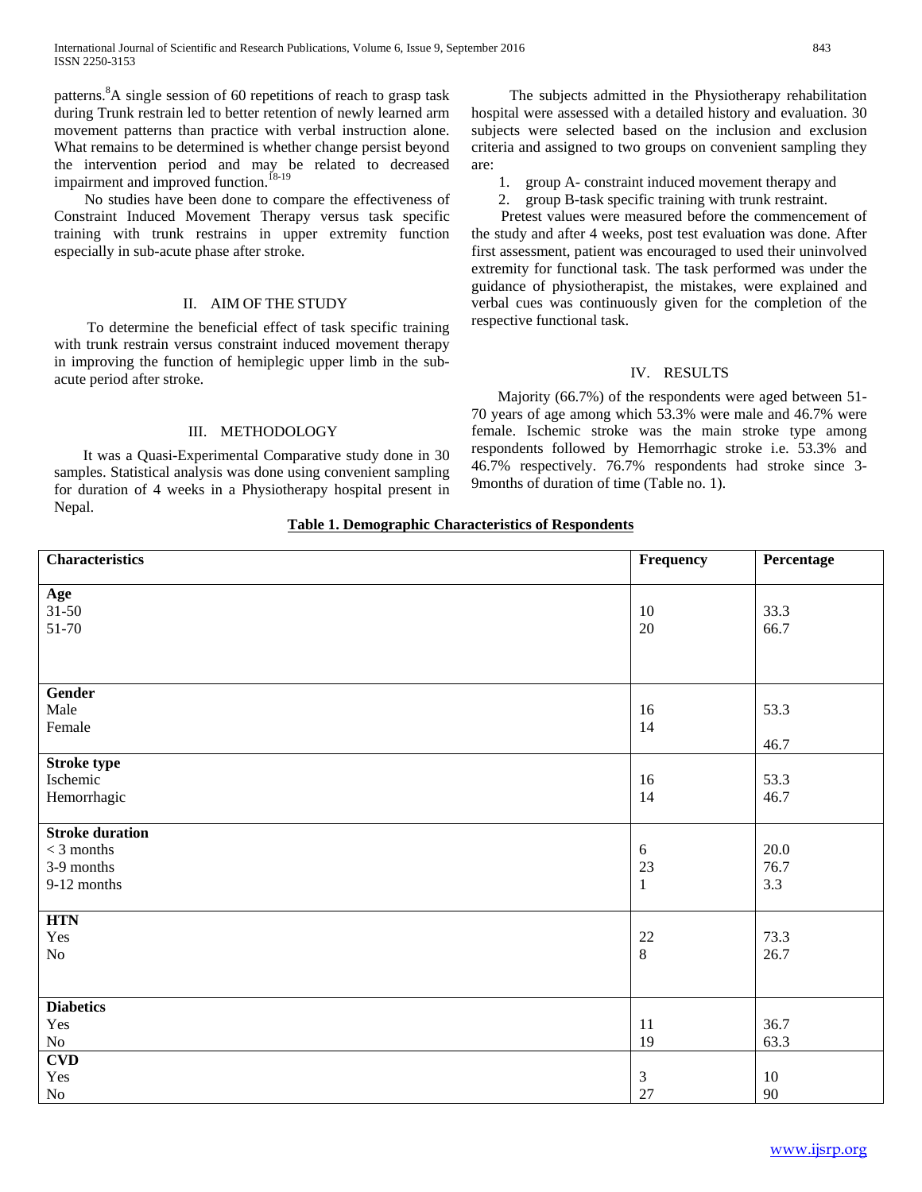patterns.[8] A single session of 60 repetitions of reach to grasp task during Trunk restrain led to better retention of newly learned arm movement patterns than practice with verbal instruction alone. What remains to be determined is whether change persist beyond the intervention period and may be related to decreased impairment and improved function.[18-19]

No studies have been done to compare the effectiveness of Constraint Induced Movement Therapy versus task specific training with trunk restrains in upper extremity function especially in sub-acute phase after stroke.

## II. AIM OF THE STUDY

To determine the beneficial effect of task specific training with trunk restrain versus constraint induced movement therapy in improving the function of hemiplegic upper limb in the sub-acute period after stroke.

## III. METHODOLOGY

It was a Quasi-Experimental Comparative study done in 30 samples. Statistical analysis was done using convenient sampling for duration of 4 weeks in a Physiotherapy hospital present in Nepal.

The subjects admitted in the Physiotherapy rehabilitation hospital were assessed with a detailed history and evaluation. 30 subjects were selected based on the inclusion and exclusion criteria and assigned to two groups on convenient sampling they are:

1. group A- constraint induced movement therapy and
2. group B-task specific training with trunk restraint.

Pretest values were measured before the commencement of the study and after 4 weeks, post test evaluation was done. After first assessment, patient was encouraged to used their uninvolved extremity for functional task. The task performed was under the guidance of physiotherapist, the mistakes, were explained and verbal cues was continuously given for the completion of the respective functional task.

## IV. RESULTS

Majority (66.7%) of the respondents were aged between 51-70 years of age among which 53.3% were male and 46.7% were female. Ischemic stroke was the main stroke type among respondents followed by Hemorrhagic stroke i.e. 53.3% and 46.7% respectively. 76.7% respondents had stroke since 3-9months of duration of time (Table no. 1).

**Table 1. Demographic Characteristics of Respondents**

| Characteristics | Frequency | Percentage |
|---|---|---|
| **Age** | | |
| 31-50 | 10 | 33.3 |
| 51-70 | 20 | 66.7 |
| **Gender** | | |
| Male | 16 | 53.3 |
| Female | 14 | 46.7 |
| **Stroke type** | | |
| Ischemic | 16 | 53.3 |
| Hemorrhagic | 14 | 46.7 |
| **Stroke duration** | | |
| < 3 months | 6 | 20.0 |
| 3-9 months | 23 | 76.7 |
| 9-12 months | 1 | 3.3 |
| **HTN** | | |
| Yes | 22 | 73.3 |
| No | 8 | 26.7 |
| **Diabetics** | | |
| Yes | 11 | 36.7 |
| No | 19 | 63.3 |
| **CVD** | | |
| Yes | 3 | 10 |
| No | 27 | 90 |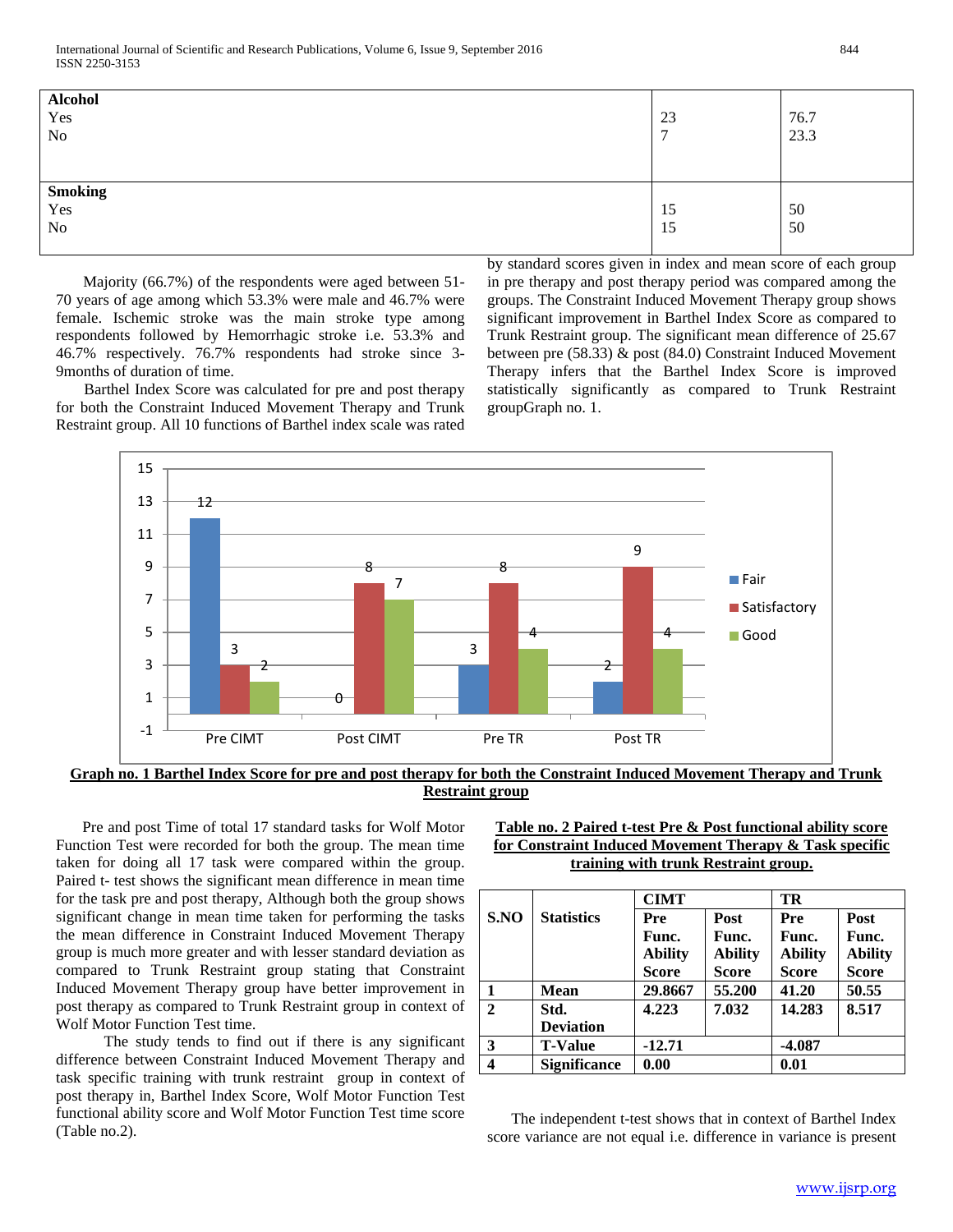| | | |
|---|---|---|
| **Alcohol**<br>Yes<br>No | 23<br>7 | 76.7<br>23.3 |
| **Smoking**<br>Yes<br>No | 15<br>15 | 50<br>50 |

Majority (66.7%) of the respondents were aged between 51-70 years of age among which 53.3% were male and 46.7% were female. Ischemic stroke was the main stroke type among respondents followed by Hemorrhagic stroke i.e. 53.3% and 46.7% respectively. 76.7% respondents had stroke since 3-9months of duration of time.

Barthel Index Score was calculated for pre and post therapy for both the Constraint Induced Movement Therapy and Trunk Restraint group. All 10 functions of Barthel index scale was rated by standard scores given in index and mean score of each group in pre therapy and post therapy period was compared among the groups. The Constraint Induced Movement Therapy group shows significant improvement in Barthel Index Score as compared to Trunk Restraint group. The significant mean difference of 25.67 between pre (58.33) & post (84.0) Constraint Induced Movement Therapy infers that the Barthel Index Score is improved statistically significantly as compared to Trunk Restraint groupGraph no. 1.

| | Fair | Satisfactory | Good |
|---|---|---|---|
| Pre CIMT | 12 | 3 | 2 |
| Post CIMT | 0 | 8 | 7 |
| Pre TR | 3 | 8 | 4 |
| Post TR | 2 | 9 | 4 |

**Graph no. 1 Barthel Index Score for pre and post therapy for both the Constraint Induced Movement Therapy and Trunk Restraint group**

Pre and post Time of total 17 standard tasks for Wolf Motor Function Test were recorded for both the group. The mean time taken for doing all 17 task were compared within the group. Paired t- test shows the significant mean difference in mean time for the task pre and post therapy, Although both the group shows significant change in mean time taken for performing the tasks the mean difference in Constraint Induced Movement Therapy group is much more greater and with lesser standard deviation as compared to Trunk Restraint group stating that Constraint Induced Movement Therapy group have better improvement in post therapy as compared to Trunk Restraint group in context of Wolf Motor Function Test time.

The study tends to find out if there is any significant difference between Constraint Induced Movement Therapy and task specific training with trunk restraint group in context of post therapy in, Barthel Index Score, Wolf Motor Function Test functional ability score and Wolf Motor Function Test time score (Table no.2).

**Table no. 2 Paired t-test Pre & Post functional ability score for Constraint Induced Movement Therapy & Task specific training with trunk Restraint group.**

| S.NO | Statistics | CIMT | | TR | |
|---|---|---|---|---|---|
| | | Pre Func. Ability Score | Post Func. Ability Score | Pre Func. Ability Score | Post Func. Ability Score |
| 1 | Mean | 29.8667 | 55.200 | 41.20 | 50.55 |
| 2 | Std. Deviation | 4.223 | 7.032 | 14.283 | 8.517 |
| 3 | T-Value | -12.71 | | -4.087 | |
| 4 | Significance | 0.00 | | 0.01 | |

The independent t-test shows that in context of Barthel Index score variance are not equal i.e. difference in variance is present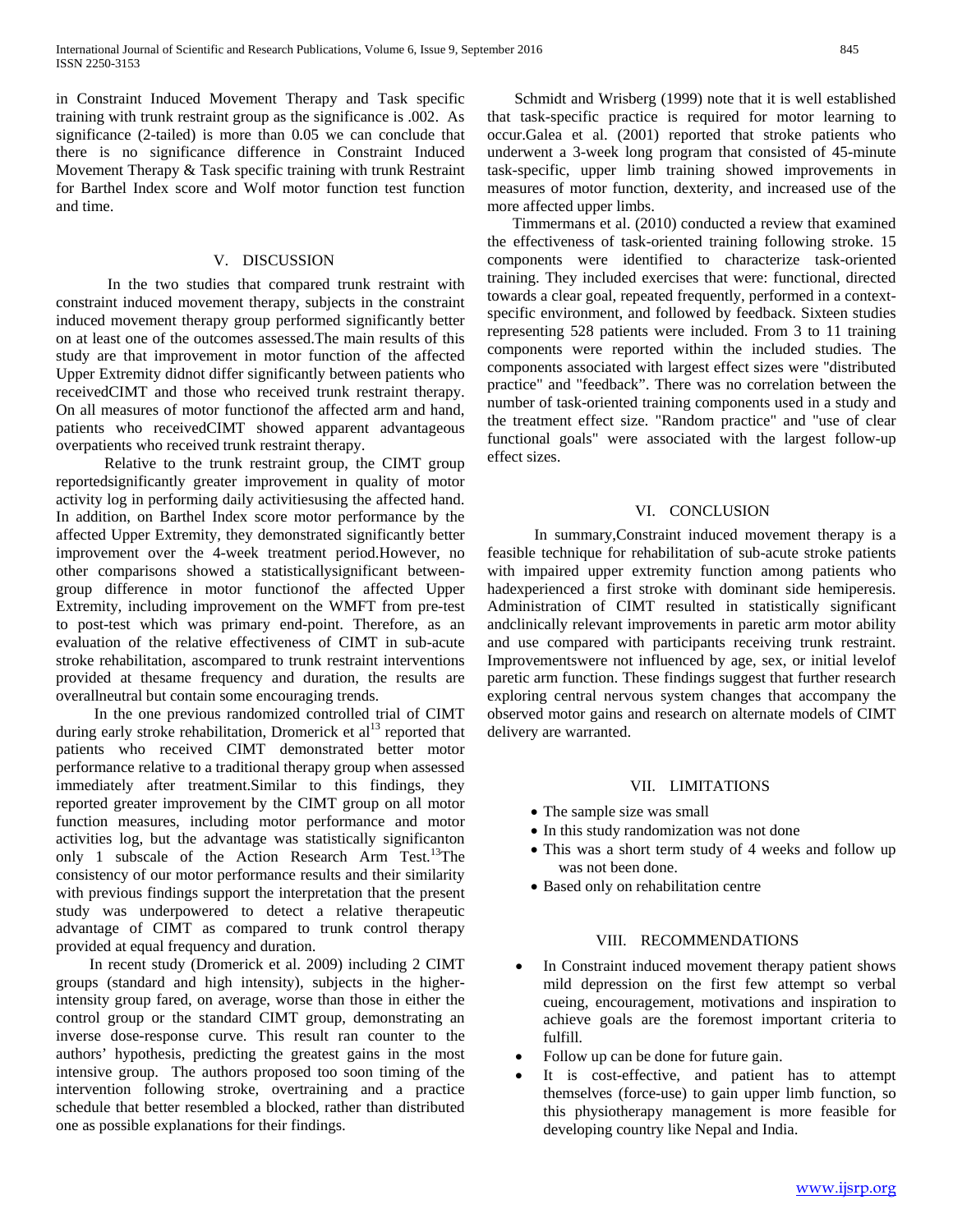in Constraint Induced Movement Therapy and Task specific training with trunk restraint group as the significance is .002. As significance (2-tailed) is more than 0.05 we can conclude that there is no significance difference in Constraint Induced Movement Therapy & Task specific training with trunk Restraint for Barthel Index score and Wolf motor function test function and time.

## V. DISCUSSION

In the two studies that compared trunk restraint with constraint induced movement therapy, subjects in the constraint induced movement therapy group performed significantly better on at least one of the outcomes assessed.The main results of this study are that improvement in motor function of the affected Upper Extremity didnot differ significantly between patients who receivedCIMT and those who received trunk restraint therapy. On all measures of motor functionof the affected arm and hand, patients who receivedCIMT showed apparent advantageous overpatients who received trunk restraint therapy.

Relative to the trunk restraint group, the CIMT group reportedsignificantly greater improvement in quality of motor activity log in performing daily activitiesusing the affected hand. In addition, on Barthel Index score motor performance by the affected Upper Extremity, they demonstrated significantly better improvement over the 4-week treatment period.However, no other comparisons showed a statisticallysignificant between-group difference in motor functionof the affected Upper Extremity, including improvement on the WMFT from pre-test to post-test which was primary end-point. Therefore, as an evaluation of the relative effectiveness of CIMT in sub-acute stroke rehabilitation, ascompared to trunk restraint interventions provided at thesame frequency and duration, the results are overallneutral but contain some encouraging trends.

In the one previous randomized controlled trial of CIMT during early stroke rehabilitation, Dromerick et al[13] reported that patients who received CIMT demonstrated better motor performance relative to a traditional therapy group when assessed immediately after treatment.Similar to this findings, they reported greater improvement by the CIMT group on all motor function measures, including motor performance and motor activities log, but the advantage was statistically significanton only 1 subscale of the Action Research Arm Test.[13]The consistency of our motor performance results and their similarity with previous findings support the interpretation that the present study was underpowered to detect a relative therapeutic advantage of CIMT as compared to trunk control therapy provided at equal frequency and duration.

In recent study (Dromerick et al. 2009) including 2 CIMT groups (standard and high intensity), subjects in the higher-intensity group fared, on average, worse than those in either the control group or the standard CIMT group, demonstrating an inverse dose-response curve. This result ran counter to the authors' hypothesis, predicting the greatest gains in the most intensive group. The authors proposed too soon timing of the intervention following stroke, overtraining and a practice schedule that better resembled a blocked, rather than distributed one as possible explanations for their findings.

Schmidt and Wrisberg (1999) note that it is well established that task-specific practice is required for motor learning to occur.Galea et al. (2001) reported that stroke patients who underwent a 3-week long program that consisted of 45-minute task-specific, upper limb training showed improvements in measures of motor function, dexterity, and increased use of the more affected upper limbs.

Timmermans et al. (2010) conducted a review that examined the effectiveness of task-oriented training following stroke. 15 components were identified to characterize task-oriented training. They included exercises that were: functional, directed towards a clear goal, repeated frequently, performed in a context-specific environment, and followed by feedback. Sixteen studies representing 528 patients were included. From 3 to 11 training components were reported within the included studies. The components associated with largest effect sizes were "distributed practice" and "feedback". There was no correlation between the number of task-oriented training components used in a study and the treatment effect size. "Random practice" and "use of clear functional goals" were associated with the largest follow-up effect sizes.

## VI. CONCLUSION

In summary,Constraint induced movement therapy is a feasible technique for rehabilitation of sub-acute stroke patients with impaired upper extremity function among patients who hadexperienced a first stroke with dominant side hemiperesis. Administration of CIMT resulted in statistically significant andclinically relevant improvements in paretic arm motor ability and use compared with participants receiving trunk restraint. Improvementswere not influenced by age, sex, or initial levelof paretic arm function. These findings suggest that further research exploring central nervous system changes that accompany the observed motor gains and research on alternate models of CIMT delivery are warranted.

## VII. LIMITATIONS

- The sample size was small
- In this study randomization was not done
- This was a short term study of 4 weeks and follow up was not been done.
- Based only on rehabilitation centre

## VIII. RECOMMENDATIONS

- In Constraint induced movement therapy patient shows mild depression on the first few attempt so verbal cueing, encouragement, motivations and inspiration to achieve goals are the foremost important criteria to fulfill.
- Follow up can be done for future gain.
- It is cost-effective, and patient has to attempt themselves (force-use) to gain upper limb function, so this physiotherapy management is more feasible for developing country like Nepal and India.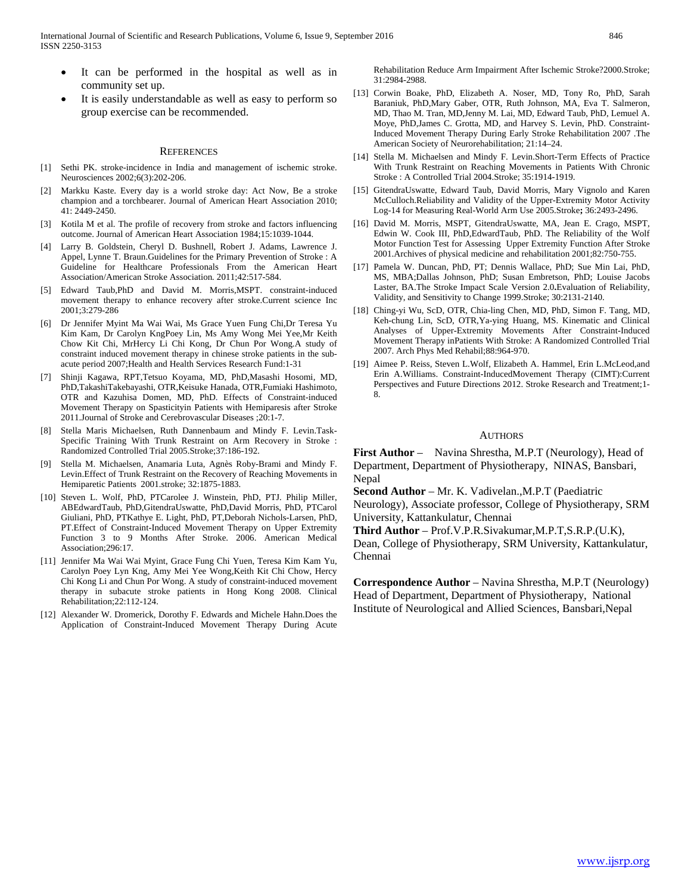- It can be performed in the hospital as well as in community set up.
- It is easily understandable as well as easy to perform so group exercise can be recommended.

## REFERENCES

[1] Sethi PK. stroke-incidence in India and management of ischemic stroke. Neurosciences 2002;6(3):202-206.

[2] Markku Kaste. Every day is a world stroke day: Act Now, Be a stroke champion and a torchbearer. Journal of American Heart Association 2010; 41: 2449-2450.

[3] Kotila M et al. The profile of recovery from stroke and factors influencing outcome. Journal of American Heart Association 1984;15:1039-1044.

[4] Larry B. Goldstein, Cheryl D. Bushnell, Robert J. Adams, Lawrence J. Appel, Lynne T. Braun.Guidelines for the Primary Prevention of Stroke : A Guideline for Healthcare Professionals From the American Heart Association/American Stroke Association. 2011;42:517-584.

[5] Edward Taub,PhD and David M. Morris,MSPT. constraint-induced movement therapy to enhance recovery after stroke.Current science Inc 2001;3:279-286

[6] Dr Jennifer Myint Ma Wai Wai, Ms Grace Yuen Fung Chi,Dr Teresa Yu Kim Kam, Dr Carolyn KngPoey Lin, Ms Amy Wong Mei Yee,Mr Keith Chow Kit Chi, MrHercy Li Chi Kong, Dr Chun Por Wong.A study of constraint induced movement therapy in chinese stroke patients in the sub-acute period 2007;Health and Health Services Research Fund:1-31

[7] Shinji Kagawa, RPT,Tetsuo Koyama, MD, PhD,Masashi Hosomi, MD, PhD,TakashiTakebayashi, OTR,Keisuke Hanada, OTR,Fumiaki Hashimoto, OTR and Kazuhisa Domen, MD, PhD. Effects of Constraint-induced Movement Therapy on Spasticityin Patients with Hemiparesis after Stroke 2011.Journal of Stroke and Cerebrovascular Diseases ;20:1-7.

[8] Stella Maris Michaelsen, Ruth Dannenbaum and Mindy F. Levin.Task-Specific Training With Trunk Restraint on Arm Recovery in Stroke : Randomized Controlled Trial 2005.Stroke;37:186-192.

[9] Stella M. Michaelsen, Anamaria Luta, Agnès Roby-Brami and Mindy F. Levin.Effect of Trunk Restraint on the Recovery of Reaching Movements in Hemiparetic Patients 2001.stroke; 32:1875-1883.

[10] Steven L. Wolf, PhD, PTCarolee J. Winstein, PhD, PTJ. Philip Miller, ABEdwardTaub, PhD,GitendraUswatte, PhD,David Morris, PhD, PTCarol Giuliani, PhD, PTKathye E. Light, PhD, PT,Deborah Nichols-Larsen, PhD, PT.Effect of Constraint-Induced Movement Therapy on Upper Extremity Function 3 to 9 Months After Stroke. 2006. American Medical Association;296:17.

[11] Jennifer Ma Wai Wai Myint, Grace Fung Chi Yuen, Teresa Kim Kam Yu, Carolyn Poey Lyn Kng, Amy Mei Yee Wong,Keith Kit Chi Chow, Hercy Chi Kong Li and Chun Por Wong. A study of constraint-induced movement therapy in subacute stroke patients in Hong Kong 2008. Clinical Rehabilitation;22:112-124.

[12] Alexander W. Dromerick, Dorothy F. Edwards and Michele Hahn.Does the Application of Constraint-Induced Movement Therapy During Acute Rehabilitation Reduce Arm Impairment After Ischemic Stroke?2000.Stroke; 31:2984-2988.

[13] Corwin Boake, PhD, Elizabeth A. Noser, MD, Tony Ro, PhD, Sarah Baraniuk, PhD,Mary Gaber, OTR, Ruth Johnson, MA, Eva T. Salmeron, MD, Thao M. Tran, MD,Jenny M. Lai, MD, Edward Taub, PhD, Lemuel A. Moye, PhD,James C. Grotta, MD, and Harvey S. Levin, PhD. Constraint-Induced Movement Therapy During Early Stroke Rehabilitation 2007 .The American Society of Neurorehabilitation; 21:14–24.

[14] Stella M. Michaelsen and Mindy F. Levin.Short-Term Effects of Practice With Trunk Restraint on Reaching Movements in Patients With Chronic Stroke : A Controlled Trial 2004.Stroke; 35:1914-1919.

[15] GitendraUswatte, Edward Taub, David Morris, Mary Vignolo and Karen McCulloch.Reliability and Validity of the Upper-Extremity Motor Activity Log-14 for Measuring Real-World Arm Use 2005.Stroke**;** 36:2493-2496.

[16] David M. Morris, MSPT, GitendraUswatte, MA, Jean E. Crago, MSPT, Edwin W. Cook III, PhD,EdwardTaub, PhD. The Reliability of the Wolf Motor Function Test for Assessing Upper Extremity Function After Stroke 2001.Archives of physical medicine and rehabilitation 2001;82:750-755.

[17] Pamela W. Duncan, PhD, PT; Dennis Wallace, PhD; Sue Min Lai, PhD, MS, MBA;Dallas Johnson, PhD; Susan Embretson, PhD; Louise Jacobs Laster, BA.The Stroke Impact Scale Version 2.0**.**Evaluation of Reliability, Validity, and Sensitivity to Change 1999.Stroke; 30:2131-2140.

[18] Ching-yi Wu, ScD, OTR, Chia-ling Chen, MD, PhD, Simon F. Tang, MD, Keh-chung Lin, ScD, OTR,Ya-ying Huang, MS. Kinematic and Clinical Analyses of Upper-Extremity Movements After Constraint-Induced Movement Therapy inPatients With Stroke: A Randomized Controlled Trial 2007. Arch Phys Med Rehabil;88:964-970.

[19] Aimee P. Reiss, Steven L.Wolf, Elizabeth A. Hammel, Erin L.McLeod,and Erin A.Williams. Constraint-InducedMovement Therapy (CIMT):Current Perspectives and Future Directions 2012. Stroke Research and Treatment;1-8.

## AUTHORS

**First Author** – Navina Shrestha, M.P.T (Neurology), Head of Department, Department of Physiotherapy, NINAS, Bansbari, Nepal

**Second Author** – Mr. K. Vadivelan.,M.P.T (Paediatric Neurology), Associate professor, College of Physiotherapy, SRM University, Kattankulatur, Chennai

**Third Author** – Prof.V.P.R.Sivakumar,M.P.T,S.R.P.(U.K), Dean, College of Physiotherapy, SRM University, Kattankulatur, Chennai

**Correspondence Author** – Navina Shrestha, M.P.T (Neurology) Head of Department, Department of Physiotherapy, National Institute of Neurological and Allied Sciences, Bansbari,Nepal